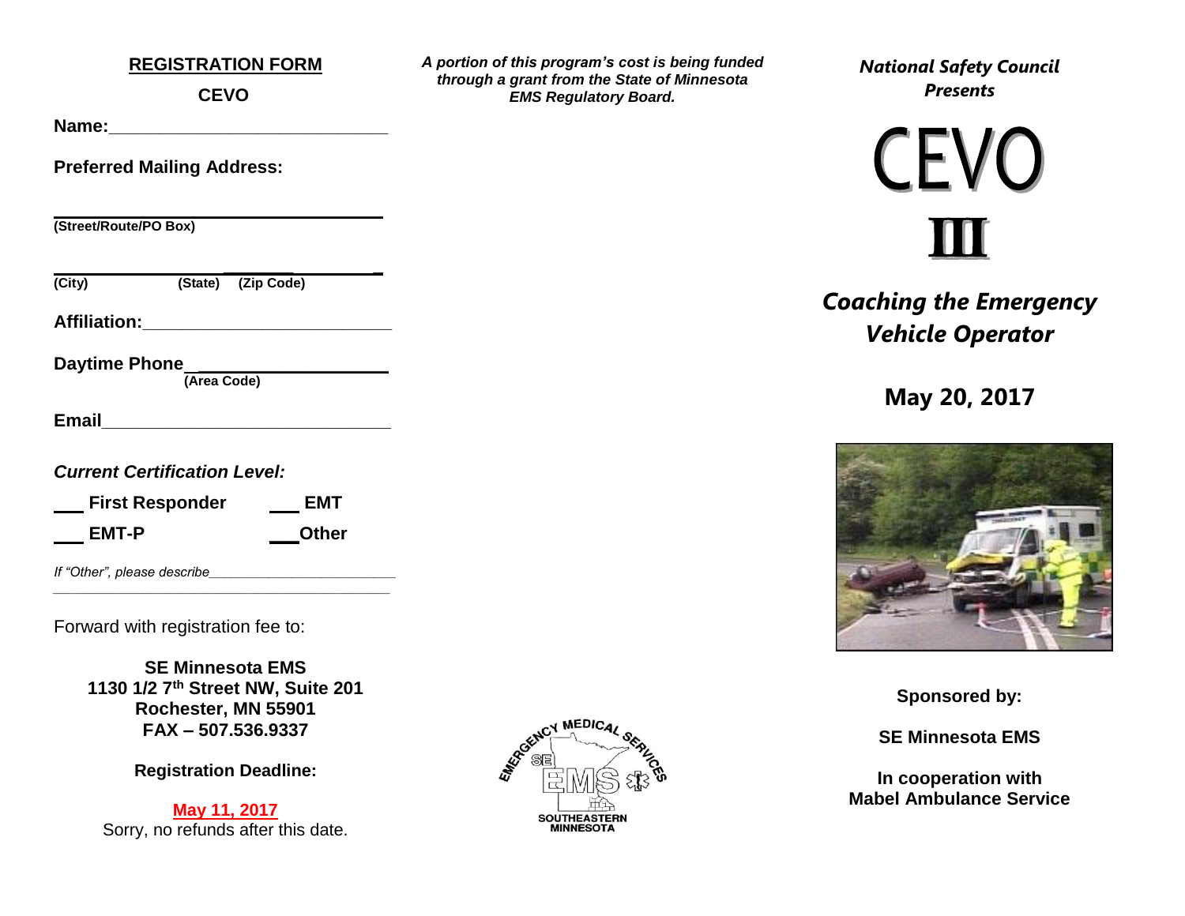## REGISTRATION FORM

**CEVO**

**Name:**\_\_\_\_\_\_\_\_\_\_\_\_\_\_\_\_\_\_\_\_\_\_\_\_\_\_\_\_

**Preferred Mailing Address:**

\_\_\_\_\_\_\_\_\_\_\_\_\_\_\_\_\_\_\_\_\_\_\_\_\_\_\_\_\_\_\_\_

**(Street/Route/PO Box)**

\_\_\_\_\_\_\_\_\_\_\_\_\_\_\_\_\_\_\_\_\_\_\_\_\_\_\_\_\_\_\_\_

**(City) (State) (Zip Code)**

**Affiliation:**\_\_\_\_\_\_\_\_\_\_\_\_\_\_\_\_\_\_\_\_\_\_\_\_\_\_

**Daytime Phone**\_\_\_\_\_\_\_\_\_\_\_\_\_\_\_\_\_\_\_\_
**(Area Code)**

**Email**\_\_\_\_\_\_\_\_\_\_\_\_\_\_\_\_\_\_\_\_\_\_\_\_\_\_\_\_\_\_

***Current Certification Level:***

\_\_\_ **First Responder** \_\_\_ **EMT**

\_\_\_ **EMT-P** \_\_\_**Other**

*If "Other", please describe*\_\_\_\_\_\_\_\_\_\_\_\_\_\_\_\_\_\_\_\_\_\_\_\_\_
\_\_\_\_\_\_\_\_\_\_\_\_\_\_\_\_\_\_\_\_\_\_\_\_\_\_\_\_\_\_\_\_\_\_\_\_\_\_\_\_\_\_\_

Forward with registration fee to:

**SE Minnesota EMS**
**1130 1/2 7th Street NW, Suite 201**
**Rochester, MN 55901**
**FAX – 507.536.9337**

**Registration Deadline:**

**May 11, 2017**
Sorry, no refunds after this date.

***A portion of this program's cost is being funded through a grant from the State of Minnesota EMS Regulatory Board.***

EMERGENCY MEDICAL SERVICES
SE EMS
SOUTHEASTERN MINNESOTA

***National Safety Council Presents***

# CEVO III

## *Coaching the Emergency Vehicle Operator*

## May 20, 2017

**Sponsored by:**

**SE Minnesota EMS**

**In cooperation with**
**Mabel Ambulance Service**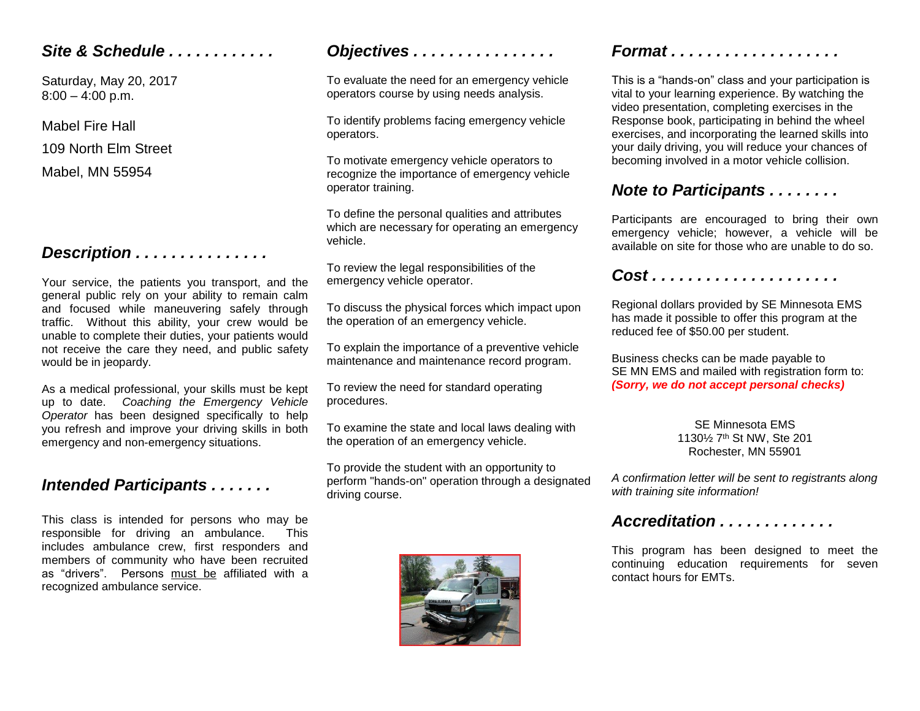## *Site & Schedule . . . . . . . . . . .*

Saturday, May 20, 2017
8:00 – 4:00 p.m.

Mabel Fire Hall

109 North Elm Street

Mabel, MN 55954

## *Description . . . . . . . . . . . . . . .*

Your service, the patients you transport, and the general public rely on your ability to remain calm and focused while maneuvering safely through traffic. Without this ability, your crew would be unable to complete their duties, your patients would not receive the care they need, and public safety would be in jeopardy.

As a medical professional, your skills must be kept up to date. *Coaching the Emergency Vehicle Operator* has been designed specifically to help you refresh and improve your driving skills in both emergency and non-emergency situations.

## *Intended Participants . . . . . . .*

This class is intended for persons who may be responsible for driving an ambulance. This includes ambulance crew, first responders and members of community who have been recruited as "drivers". Persons must be affiliated with a recognized ambulance service.

## *Objectives . . . . . . . . . . . . . . . .*

To evaluate the need for an emergency vehicle operators course by using needs analysis.

To identify problems facing emergency vehicle operators.

To motivate emergency vehicle operators to recognize the importance of emergency vehicle operator training.

To define the personal qualities and attributes which are necessary for operating an emergency vehicle.

To review the legal responsibilities of the emergency vehicle operator.

To discuss the physical forces which impact upon the operation of an emergency vehicle.

To explain the importance of a preventive vehicle maintenance and maintenance record program.

To review the need for standard operating procedures.

To examine the state and local laws dealing with the operation of an emergency vehicle.

To provide the student with an opportunity to perform "hands-on" operation through a designated driving course.

## *Format . . . . . . . . . . . . . . . . . . .*

This is a "hands-on" class and your participation is vital to your learning experience. By watching the video presentation, completing exercises in the Response book, participating in behind the wheel exercises, and incorporating the learned skills into your daily driving, you will reduce your chances of becoming involved in a motor vehicle collision.

## *Note to Participants . . . . . . . .*

Participants are encouraged to bring their own emergency vehicle; however, a vehicle will be available on site for those who are unable to do so.

## *Cost . . . . . . . . . . . . . . . . . . . . .*

Regional dollars provided by SE Minnesota EMS has made it possible to offer this program at the reduced fee of $50.00 per student.

Business checks can be made payable to SE MN EMS and mailed with registration form to:
***(Sorry, we do not accept personal checks)***

SE Minnesota EMS
1130½ 7th St NW, Ste 201
Rochester, MN 55901

*A confirmation letter will be sent to registrants along with training site information!*

## *Accreditation . . . . . . . . . . . . .*

This program has been designed to meet the continuing education requirements for seven contact hours for EMTs.